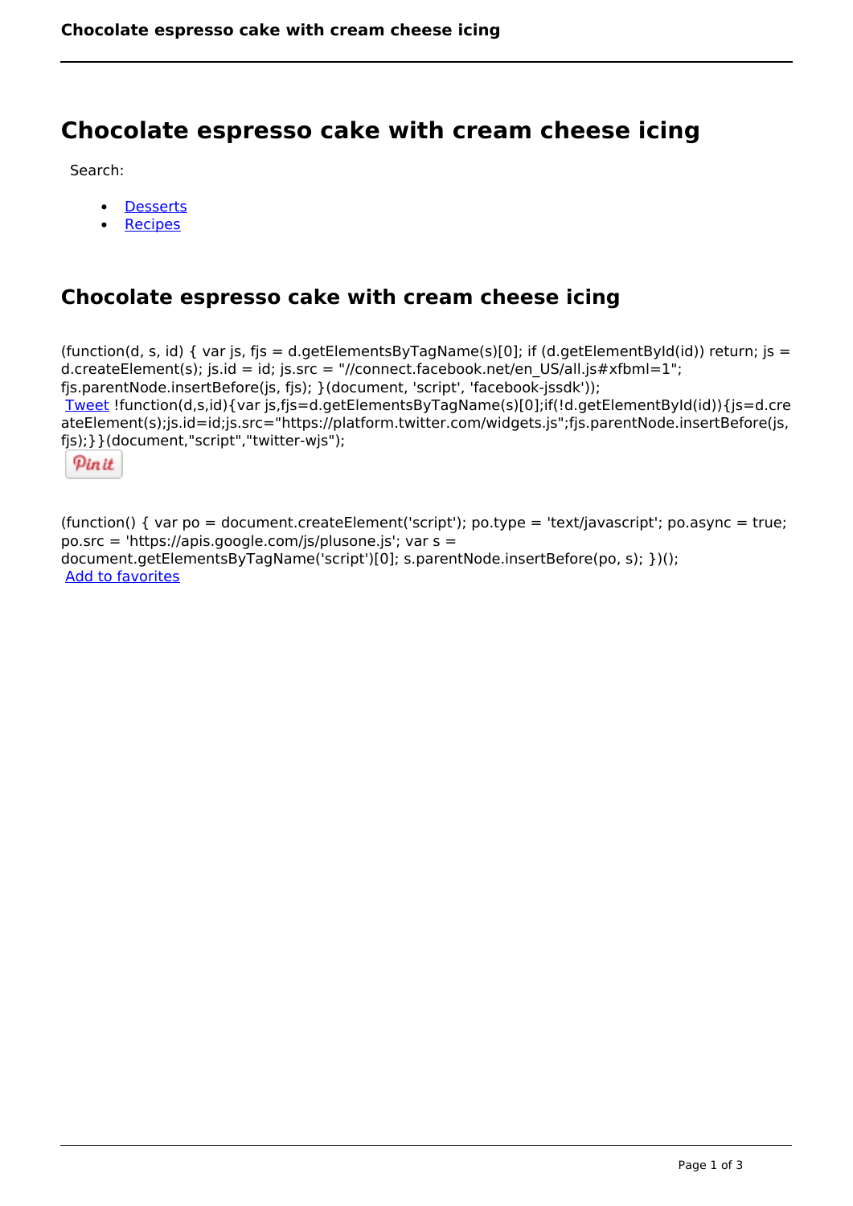# Chocolate espresso cake with cream cheese icing

Search:

- Desserts
- Recipes

## Chocolate espresso cake with cream cheese icing

(function(d, s, id) { var js, fjs = d.getElementsByTagName(s)[0]; if (d.getElementById(id)) return; js = d.createElement(s); js.id = id; js.src = "//connect.facebook.net/en_US/all.js#xfbml=1"; fjs.parentNode.insertBefore(js, fjs); }(document, 'script', 'facebook-jssdk'));

Tweet !function(d,s,id){var js,fjs=d.getElementsByTagName(s)[0];if(!d.getElementById(id)){js=d.createElement(s);js.id=id;js.src="https://platform.twitter.com/widgets.js";fjs.parentNode.insertBefore(js,fjs);}}(document,"script","twitter-wjs");

Pin it

(function() { var po = document.createElement('script'); po.type = 'text/javascript'; po.async = true; po.src = 'https://apis.google.com/js/plusone.js'; var s = document.getElementsByTagName('script')[0]; s.parentNode.insertBefore(po, s); })();

Add to favorites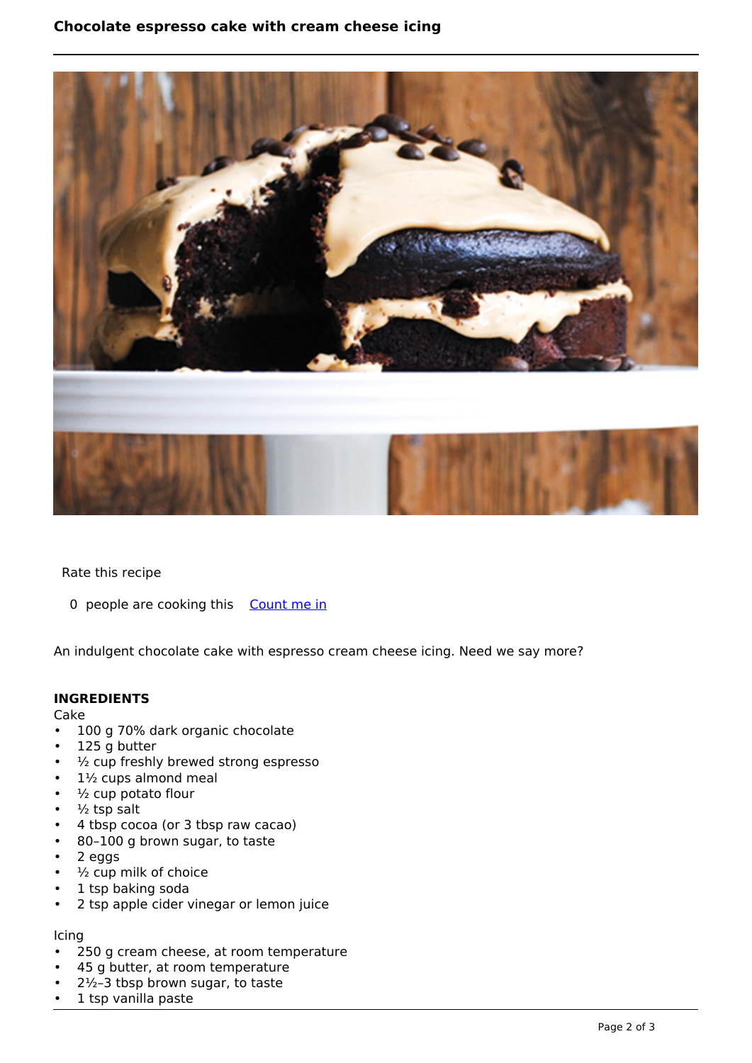# Chocolate espresso cake with cream cheese icing

Rate this recipe

0 people are cooking this Count me in

An indulgent chocolate cake with espresso cream cheese icing. Need we say more?

**INGREDIENTS**

Cake

- 100 g 70% dark organic chocolate
- 125 g butter
- ½ cup freshly brewed strong espresso
- 1½ cups almond meal
- ½ cup potato flour
- ½ tsp salt
- 4 tbsp cocoa (or 3 tbsp raw cacao)
- 80–100 g brown sugar, to taste
- 2 eggs
- ½ cup milk of choice
- 1 tsp baking soda
- 2 tsp apple cider vinegar or lemon juice

Icing

- 250 g cream cheese, at room temperature
- 45 g butter, at room temperature
- 2½–3 tbsp brown sugar, to taste
- 1 tsp vanilla paste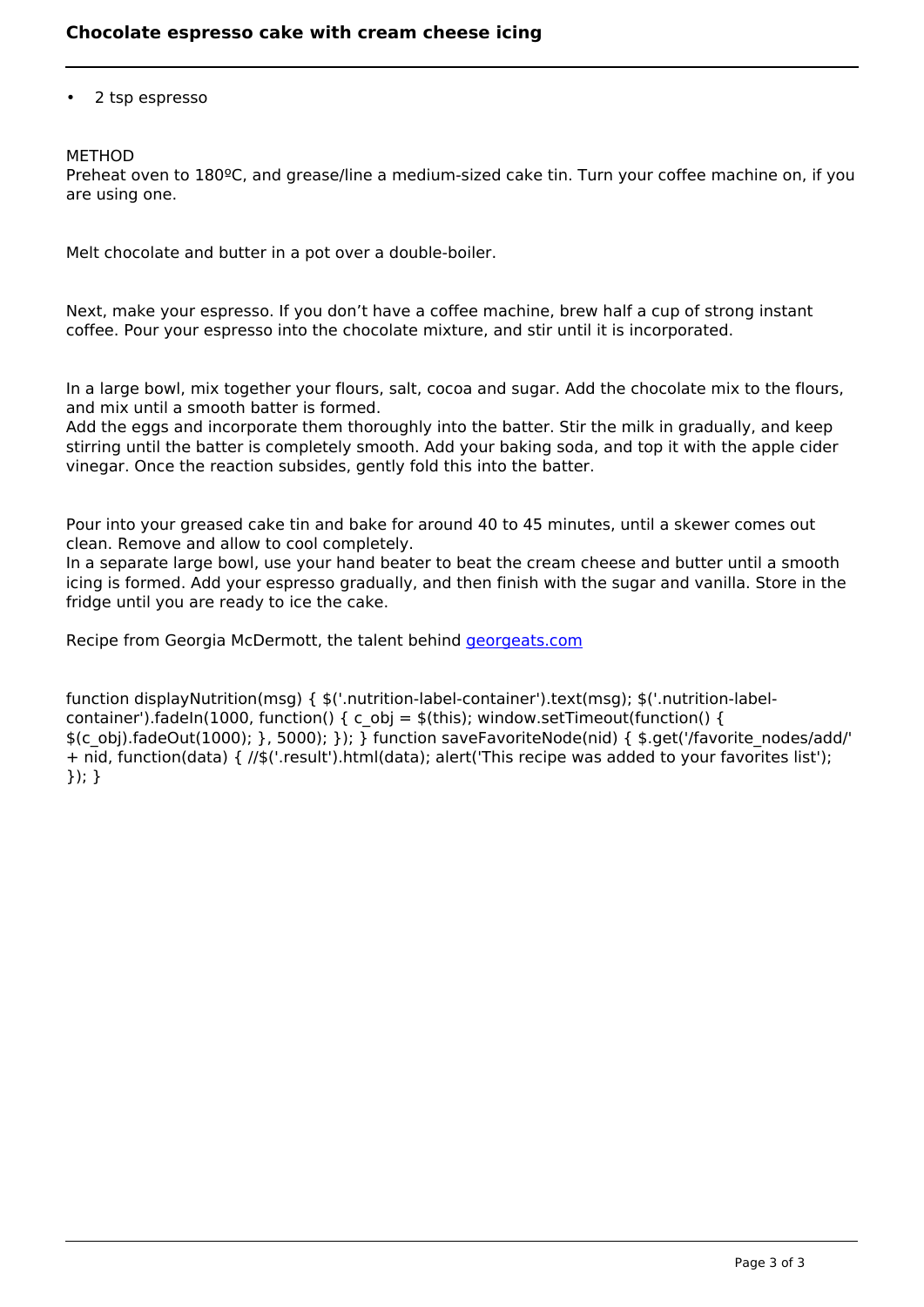- 2 tsp espresso

METHOD

Preheat oven to 180ºC, and grease/line a medium-sized cake tin. Turn your coffee machine on, if you are using one.

Melt chocolate and butter in a pot over a double-boiler.

Next, make your espresso. If you don't have a coffee machine, brew half a cup of strong instant coffee. Pour your espresso into the chocolate mixture, and stir until it is incorporated.

In a large bowl, mix together your flours, salt, cocoa and sugar. Add the chocolate mix to the flours, and mix until a smooth batter is formed.
Add the eggs and incorporate them thoroughly into the batter. Stir the milk in gradually, and keep stirring until the batter is completely smooth. Add your baking soda, and top it with the apple cider vinegar. Once the reaction subsides, gently fold this into the batter.

Pour into your greased cake tin and bake for around 40 to 45 minutes, until a skewer comes out clean. Remove and allow to cool completely.
In a separate large bowl, use your hand beater to beat the cream cheese and butter until a smooth icing is formed. Add your espresso gradually, and then finish with the sugar and vanilla. Store in the fridge until you are ready to ice the cake.

Recipe from Georgia McDermott, the talent behind [georgeats.com](georgeats.com)

```
function displayNutrition(msg) { $('.nutrition-label-container').text(msg); $('.nutrition-label-container').fadeIn(1000, function() { c_obj = $(this); window.setTimeout(function() { $(c_obj).fadeOut(1000); }, 5000); }); } function saveFavoriteNode(nid) { $.get('/favorite_nodes/add/' + nid, function(data) { //$('.result').html(data); alert('This recipe was added to your favorites list'); }); }
```